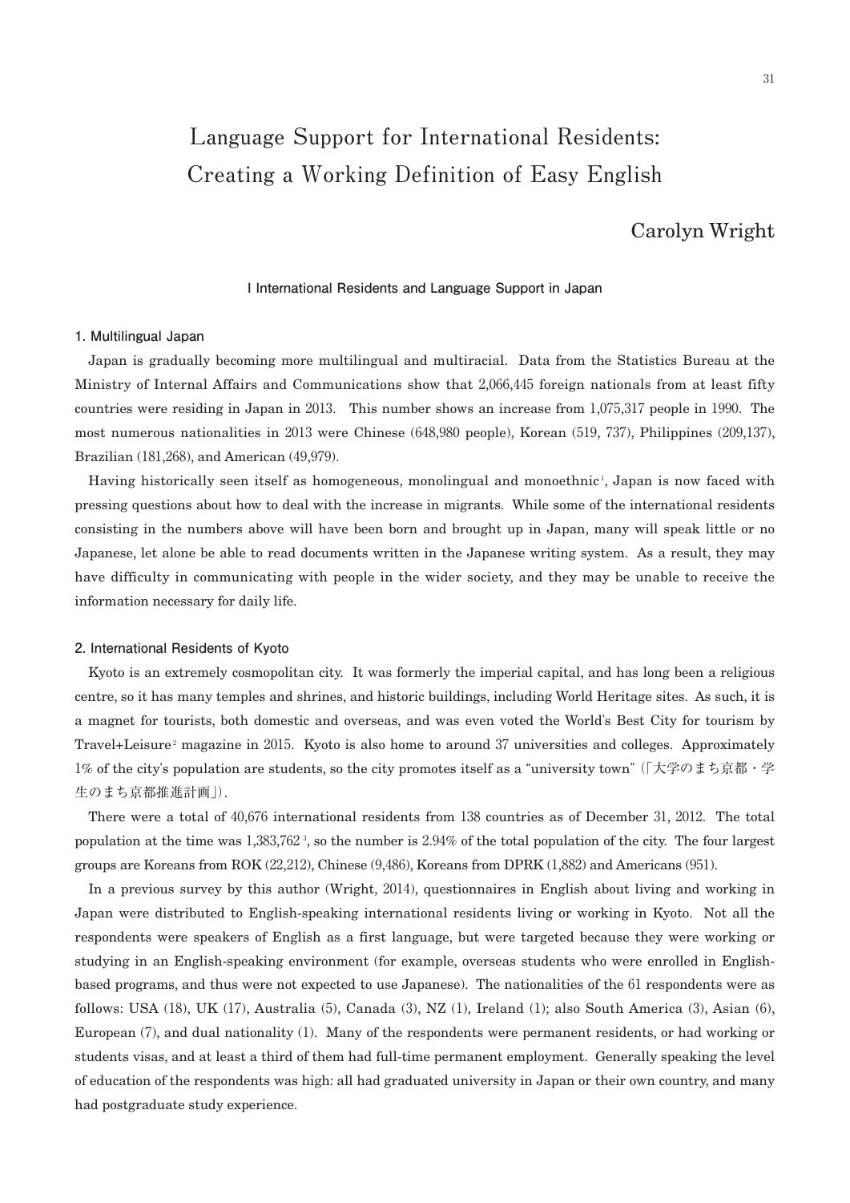# Language Support for International Residents: Creating a Working Definition of Easy English

Carolyn Wright

## I International Residents and Language Support in Japan

### 1. Multilingual Japan

Japan is gradually becoming more multilingual and multiracial. Data from the Statistics Bureau at the Ministry of Internal Affairs and Communications show that 2,066,445 foreign nationals from at least fifty countries were residing in Japan in 2013. This number shows an increase from 1,075,317 people in 1990. The most numerous nationalities in 2013 were Chinese (648,980 people), Korean (519, 737), Philippines (209,137), Brazilian (181,268), and American (49,979).

Having historically seen itself as homogeneous, monolingual and monoethnic[1], Japan is now faced with pressing questions about how to deal with the increase in migrants. While some of the international residents consisting in the numbers above will have been born and brought up in Japan, many will speak little or no Japanese, let alone be able to read documents written in the Japanese writing system. As a result, they may have difficulty in communicating with people in the wider society, and they may be unable to receive the information necessary for daily life.

### 2. International Residents of Kyoto

Kyoto is an extremely cosmopolitan city. It was formerly the imperial capital, and has long been a religious centre, so it has many temples and shrines, and historic buildings, including World Heritage sites. As such, it is a magnet for tourists, both domestic and overseas, and was even voted the World's Best City for tourism by Travel+Leisure[2] magazine in 2015. Kyoto is also home to around 37 universities and colleges. Approximately 1% of the city's population are students, so the city promotes itself as a "university town" (「大学のまち京都・学生のまち京都推進計画」).

There were a total of 40,676 international residents from 138 countries as of December 31, 2012. The total population at the time was 1,383,762[3], so the number is 2.94% of the total population of the city. The four largest groups are Koreans from ROK (22,212), Chinese (9,486), Koreans from DPRK (1,882) and Americans (951).

In a previous survey by this author (Wright, 2014), questionnaires in English about living and working in Japan were distributed to English-speaking international residents living or working in Kyoto. Not all the respondents were speakers of English as a first language, but were targeted because they were working or studying in an English-speaking environment (for example, overseas students who were enrolled in English-based programs, and thus were not expected to use Japanese). The nationalities of the 61 respondents were as follows: USA (18), UK (17), Australia (5), Canada (3), NZ (1), Ireland (1); also South America (3), Asian (6), European (7), and dual nationality (1). Many of the respondents were permanent residents, or had working or students visas, and at least a third of them had full-time permanent employment. Generally speaking the level of education of the respondents was high: all had graduated university in Japan or their own country, and many had postgraduate study experience.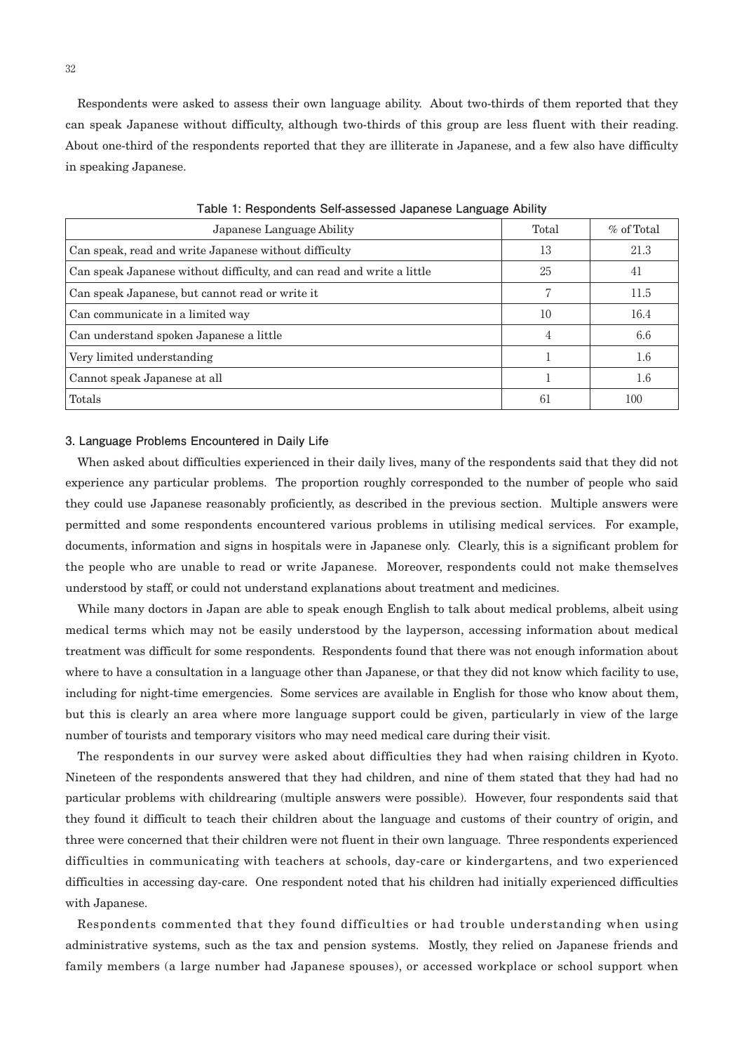Respondents were asked to assess their own language ability. About two-thirds of them reported that they can speak Japanese without difficulty, although two-thirds of this group are less fluent with their reading. About one-third of the respondents reported that they are illiterate in Japanese, and a few also have difficulty in speaking Japanese.

**Table 1: Respondents Self-assessed Japanese Language Ability**

| Japanese Language Ability | Total | % of Total |
|---|---|---|
| Can speak, read and write Japanese without difficulty | 13 | 21.3 |
| Can speak Japanese without difficulty, and can read and write a little | 25 | 41 |
| Can speak Japanese, but cannot read or write it | 7 | 11.5 |
| Can communicate in a limited way | 10 | 16.4 |
| Can understand spoken Japanese a little | 4 | 6.6 |
| Very limited understanding | 1 | 1.6 |
| Cannot speak Japanese at all | 1 | 1.6 |
| Totals | 61 | 100 |

### 3. Language Problems Encountered in Daily Life

When asked about difficulties experienced in their daily lives, many of the respondents said that they did not experience any particular problems. The proportion roughly corresponded to the number of people who said they could use Japanese reasonably proficiently, as described in the previous section. Multiple answers were permitted and some respondents encountered various problems in utilising medical services. For example, documents, information and signs in hospitals were in Japanese only. Clearly, this is a significant problem for the people who are unable to read or write Japanese. Moreover, respondents could not make themselves understood by staff, or could not understand explanations about treatment and medicines.

While many doctors in Japan are able to speak enough English to talk about medical problems, albeit using medical terms which may not be easily understood by the layperson, accessing information about medical treatment was difficult for some respondents. Respondents found that there was not enough information about where to have a consultation in a language other than Japanese, or that they did not know which facility to use, including for night-time emergencies. Some services are available in English for those who know about them, but this is clearly an area where more language support could be given, particularly in view of the large number of tourists and temporary visitors who may need medical care during their visit.

The respondents in our survey were asked about difficulties they had when raising children in Kyoto. Nineteen of the respondents answered that they had children, and nine of them stated that they had had no particular problems with childrearing (multiple answers were possible). However, four respondents said that they found it difficult to teach their children about the language and customs of their country of origin, and three were concerned that their children were not fluent in their own language. Three respondents experienced difficulties in communicating with teachers at schools, day-care or kindergartens, and two experienced difficulties in accessing day-care. One respondent noted that his children had initially experienced difficulties with Japanese.

Respondents commented that they found difficulties or had trouble understanding when using administrative systems, such as the tax and pension systems. Mostly, they relied on Japanese friends and family members (a large number had Japanese spouses), or accessed workplace or school support when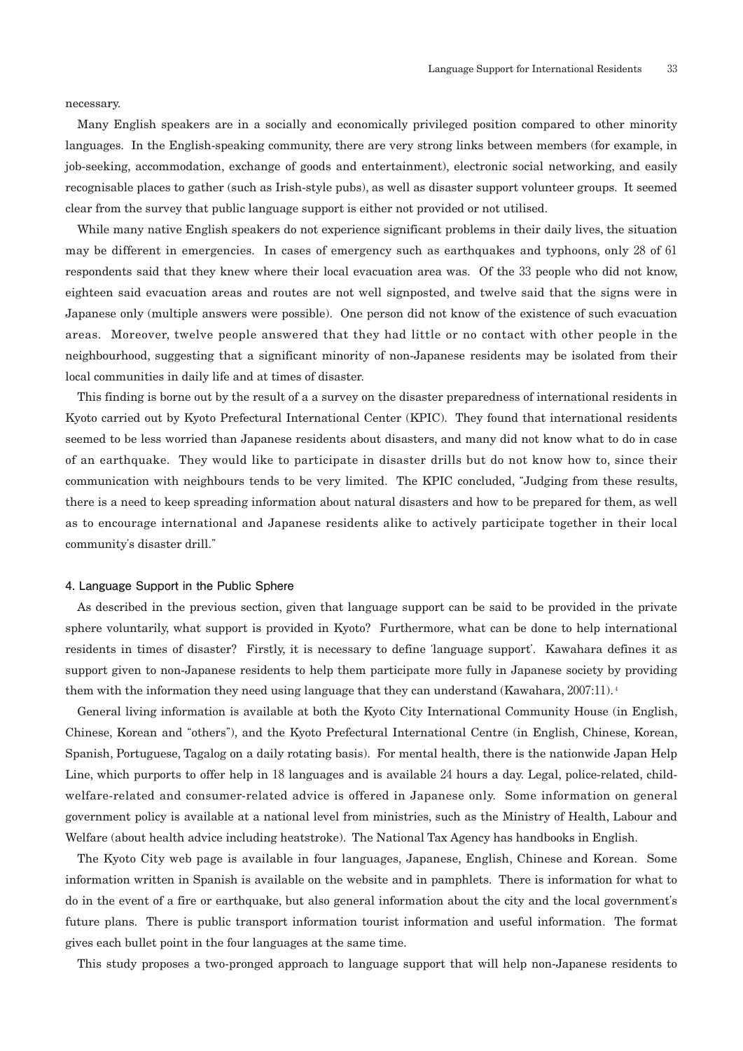necessary.

Many English speakers are in a socially and economically privileged position compared to other minority languages. In the English-speaking community, there are very strong links between members (for example, in job-seeking, accommodation, exchange of goods and entertainment), electronic social networking, and easily recognisable places to gather (such as Irish-style pubs), as well as disaster support volunteer groups. It seemed clear from the survey that public language support is either not provided or not utilised.

While many native English speakers do not experience significant problems in their daily lives, the situation may be different in emergencies. In cases of emergency such as earthquakes and typhoons, only 28 of 61 respondents said that they knew where their local evacuation area was. Of the 33 people who did not know, eighteen said evacuation areas and routes are not well signposted, and twelve said that the signs were in Japanese only (multiple answers were possible). One person did not know of the existence of such evacuation areas. Moreover, twelve people answered that they had little or no contact with other people in the neighbourhood, suggesting that a significant minority of non-Japanese residents may be isolated from their local communities in daily life and at times of disaster.

This finding is borne out by the result of a a survey on the disaster preparedness of international residents in Kyoto carried out by Kyoto Prefectural International Center (KPIC). They found that international residents seemed to be less worried than Japanese residents about disasters, and many did not know what to do in case of an earthquake. They would like to participate in disaster drills but do not know how to, since their communication with neighbours tends to be very limited. The KPIC concluded, "Judging from these results, there is a need to keep spreading information about natural disasters and how to be prepared for them, as well as to encourage international and Japanese residents alike to actively participate together in their local community's disaster drill."

## 4. Language Support in the Public Sphere

As described in the previous section, given that language support can be said to be provided in the private sphere voluntarily, what support is provided in Kyoto? Furthermore, what can be done to help international residents in times of disaster? Firstly, it is necessary to define 'language support'. Kawahara defines it as support given to non-Japanese residents to help them participate more fully in Japanese society by providing them with the information they need using language that they can understand (Kawahara, 2007:11).[4]

General living information is available at both the Kyoto City International Community House (in English, Chinese, Korean and "others"), and the Kyoto Prefectural International Centre (in English, Chinese, Korean, Spanish, Portuguese, Tagalog on a daily rotating basis). For mental health, there is the nationwide Japan Help Line, which purports to offer help in 18 languages and is available 24 hours a day. Legal, police-related, child-welfare-related and consumer-related advice is offered in Japanese only. Some information on general government policy is available at a national level from ministries, such as the Ministry of Health, Labour and Welfare (about health advice including heatstroke). The National Tax Agency has handbooks in English.

The Kyoto City web page is available in four languages, Japanese, English, Chinese and Korean. Some information written in Spanish is available on the website and in pamphlets. There is information for what to do in the event of a fire or earthquake, but also general information about the city and the local government's future plans. There is public transport information tourist information and useful information. The format gives each bullet point in the four languages at the same time.

This study proposes a two-pronged approach to language support that will help non-Japanese residents to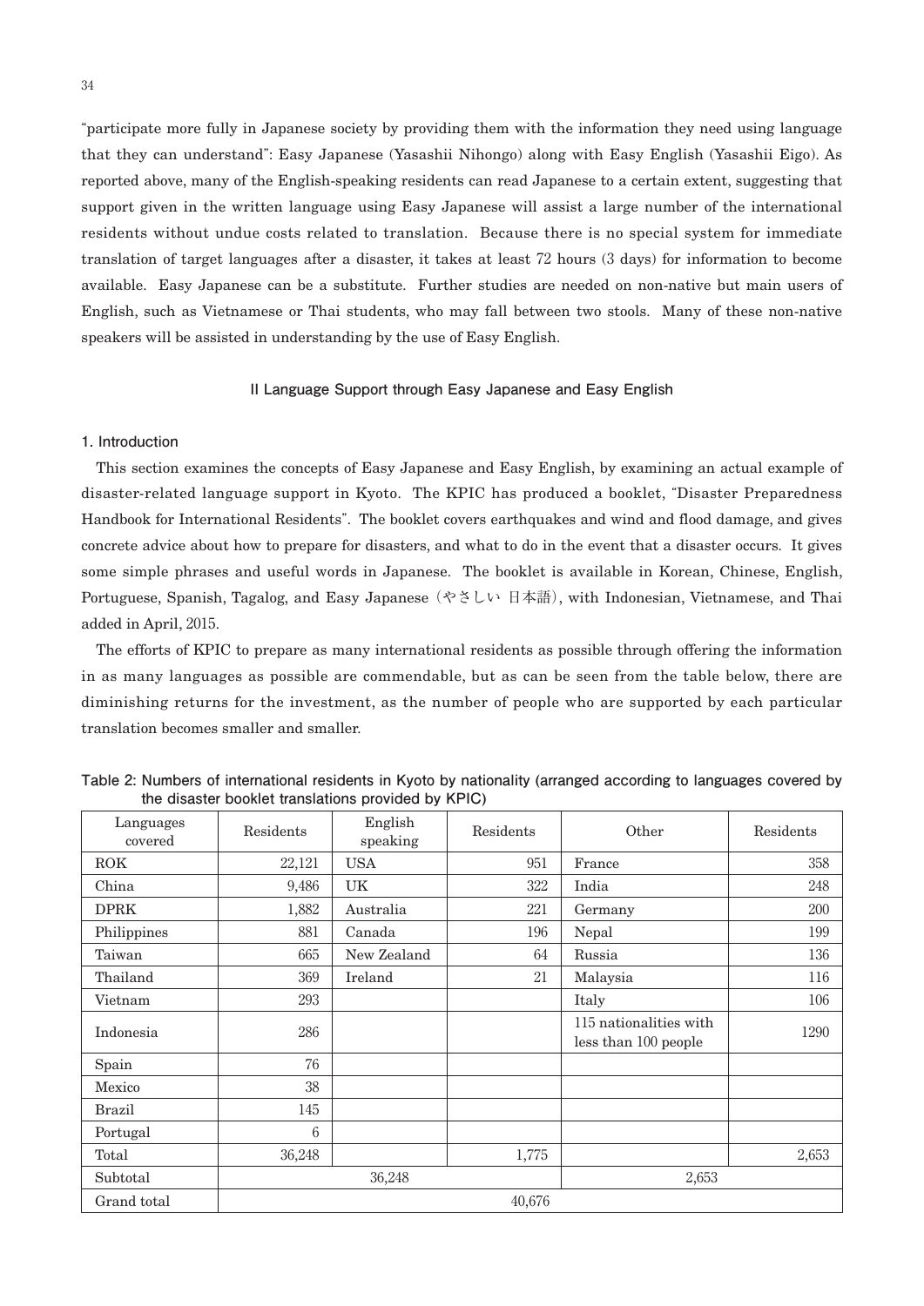"participate more fully in Japanese society by providing them with the information they need using language that they can understand": Easy Japanese (Yasashii Nihongo) along with Easy English (Yasashii Eigo). As reported above, many of the English-speaking residents can read Japanese to a certain extent, suggesting that support given in the written language using Easy Japanese will assist a large number of the international residents without undue costs related to translation. Because there is no special system for immediate translation of target languages after a disaster, it takes at least 72 hours (3 days) for information to become available. Easy Japanese can be a substitute. Further studies are needed on non-native but main users of English, such as Vietnamese or Thai students, who may fall between two stools. Many of these non-native speakers will be assisted in understanding by the use of Easy English.

## II Language Support through Easy Japanese and Easy English

### 1. Introduction

This section examines the concepts of Easy Japanese and Easy English, by examining an actual example of disaster-related language support in Kyoto. The KPIC has produced a booklet, "Disaster Preparedness Handbook for International Residents". The booklet covers earthquakes and wind and flood damage, and gives concrete advice about how to prepare for disasters, and what to do in the event that a disaster occurs. It gives some simple phrases and useful words in Japanese. The booklet is available in Korean, Chinese, English, Portuguese, Spanish, Tagalog, and Easy Japanese (やさしい 日本語), with Indonesian, Vietnamese, and Thai added in April, 2015.

The efforts of KPIC to prepare as many international residents as possible through offering the information in as many languages as possible are commendable, but as can be seen from the table below, there are diminishing returns for the investment, as the number of people who are supported by each particular translation becomes smaller and smaller.

**Table 2: Numbers of international residents in Kyoto by nationality (arranged according to languages covered by the disaster booklet translations provided by KPIC)**

| Languages covered | Residents | English speaking | Residents | Other | Residents |
|---|---|---|---|---|---|
| ROK | 22,121 | USA | 951 | France | 358 |
| China | 9,486 | UK | 322 | India | 248 |
| DPRK | 1,882 | Australia | 221 | Germany | 200 |
| Philippines | 881 | Canada | 196 | Nepal | 199 |
| Taiwan | 665 | New Zealand | 64 | Russia | 136 |
| Thailand | 369 | Ireland | 21 | Malaysia | 116 |
| Vietnam | 293 | | | Italy | 106 |
| Indonesia | 286 | | | 115 nationalities with less than 100 people | 1290 |
| Spain | 76 | | | | |
| Mexico | 38 | | | | |
| Brazil | 145 | | | | |
| Portugal | 6 | | | | |
| Total | 36,248 | | 1,775 | | 2,653 |
| Subtotal | 36,248 | | | 2,653 | |
| Grand total | 40,676 | | | | |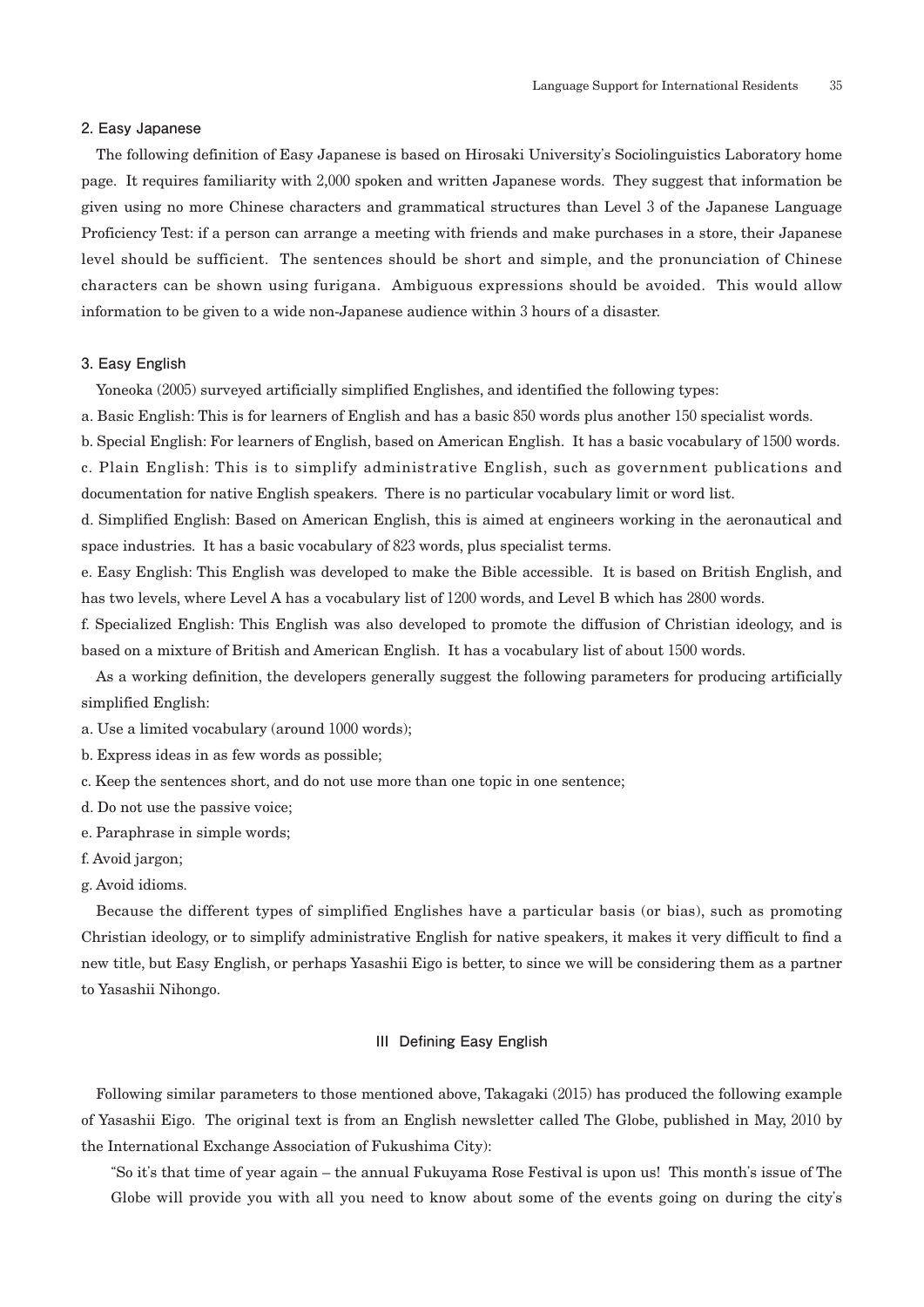### 2. Easy Japanese

The following definition of Easy Japanese is based on Hirosaki University's Sociolinguistics Laboratory home page. It requires familiarity with 2,000 spoken and written Japanese words. They suggest that information be given using no more Chinese characters and grammatical structures than Level 3 of the Japanese Language Proficiency Test: if a person can arrange a meeting with friends and make purchases in a store, their Japanese level should be sufficient. The sentences should be short and simple, and the pronunciation of Chinese characters can be shown using furigana. Ambiguous expressions should be avoided. This would allow information to be given to a wide non-Japanese audience within 3 hours of a disaster.

### 3. Easy English

Yoneoka (2005) surveyed artificially simplified Englishes, and identified the following types:

a. Basic English: This is for learners of English and has a basic 850 words plus another 150 specialist words.

b. Special English: For learners of English, based on American English. It has a basic vocabulary of 1500 words.

c. Plain English: This is to simplify administrative English, such as government publications and documentation for native English speakers. There is no particular vocabulary limit or word list.

d. Simplified English: Based on American English, this is aimed at engineers working in the aeronautical and space industries. It has a basic vocabulary of 823 words, plus specialist terms.

e. Easy English: This English was developed to make the Bible accessible. It is based on British English, and has two levels, where Level A has a vocabulary list of 1200 words, and Level B which has 2800 words.

f. Specialized English: This English was also developed to promote the diffusion of Christian ideology, and is based on a mixture of British and American English. It has a vocabulary list of about 1500 words.

As a working definition, the developers generally suggest the following parameters for producing artificially simplified English:

a. Use a limited vocabulary (around 1000 words);

b. Express ideas in as few words as possible;

c. Keep the sentences short, and do not use more than one topic in one sentence;

d. Do not use the passive voice;

e. Paraphrase in simple words;

f. Avoid jargon;

g. Avoid idioms.

Because the different types of simplified Englishes have a particular basis (or bias), such as promoting Christian ideology, or to simplify administrative English for native speakers, it makes it very difficult to find a new title, but Easy English, or perhaps Yasashii Eigo is better, to since we will be considering them as a partner to Yasashii Nihongo.

## III Defining Easy English

Following similar parameters to those mentioned above, Takagaki (2015) has produced the following example of Yasashii Eigo. The original text is from an English newsletter called The Globe, published in May, 2010 by the International Exchange Association of Fukushima City):

"So it's that time of year again – the annual Fukuyama Rose Festival is upon us! This month's issue of The Globe will provide you with all you need to know about some of the events going on during the city's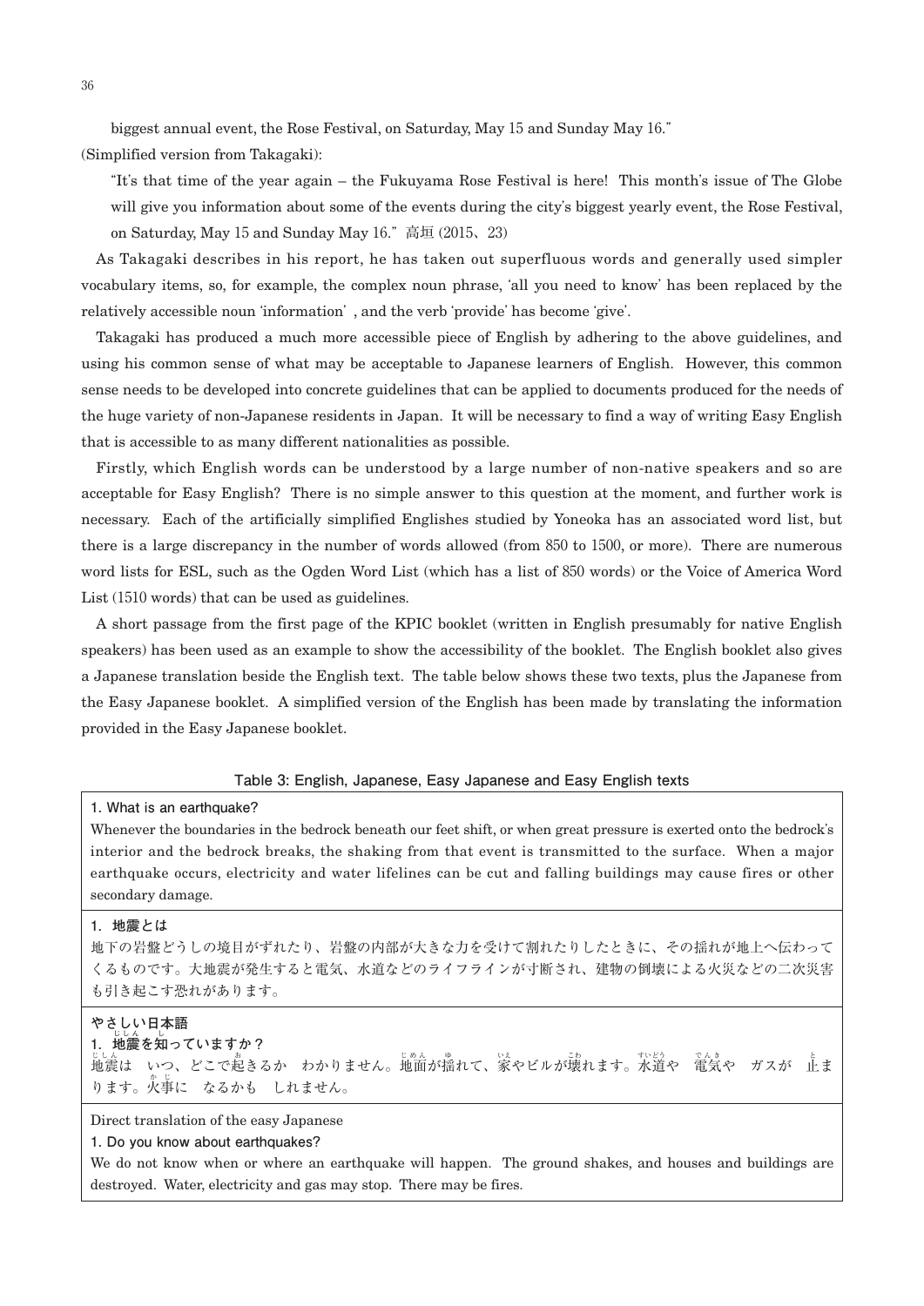biggest annual event, the Rose Festival, on Saturday, May 15 and Sunday May 16."

(Simplified version from Takagaki):

"It's that time of the year again – the Fukuyama Rose Festival is here! This month's issue of The Globe will give you information about some of the events during the city's biggest yearly event, the Rose Festival, on Saturday, May 15 and Sunday May 16." 高垣 (2015、23)

As Takagaki describes in his report, he has taken out superfluous words and generally used simpler vocabulary items, so, for example, the complex noun phrase, 'all you need to know' has been replaced by the relatively accessible noun 'information' , and the verb 'provide' has become 'give'.

Takagaki has produced a much more accessible piece of English by adhering to the above guidelines, and using his common sense of what may be acceptable to Japanese learners of English. However, this common sense needs to be developed into concrete guidelines that can be applied to documents produced for the needs of the huge variety of non-Japanese residents in Japan. It will be necessary to find a way of writing Easy English that is accessible to as many different nationalities as possible.

Firstly, which English words can be understood by a large number of non-native speakers and so are acceptable for Easy English? There is no simple answer to this question at the moment, and further work is necessary. Each of the artificially simplified Englishes studied by Yoneoka has an associated word list, but there is a large discrepancy in the number of words allowed (from 850 to 1500, or more). There are numerous word lists for ESL, such as the Ogden Word List (which has a list of 850 words) or the Voice of America Word List (1510 words) that can be used as guidelines.

A short passage from the first page of the KPIC booklet (written in English presumably for native English speakers) has been used as an example to show the accessibility of the booklet. The English booklet also gives a Japanese translation beside the English text. The table below shows these two texts, plus the Japanese from the Easy Japanese booklet. A simplified version of the English has been made by translating the information provided in the Easy Japanese booklet.

**Table 3: English, Japanese, Easy Japanese and Easy English texts**

| |
|---|
| **1. What is an earthquake?**<br>Whenever the boundaries in the bedrock beneath our feet shift, or when great pressure is exerted onto the bedrock's interior and the bedrock breaks, the shaking from that event is transmitted to the surface. When a major earthquake occurs, electricity and water lifelines can be cut and falling buildings may cause fires or other secondary damage. |
| **1. 地震とは**<br>地下の岩盤どうしの境目がずれたり、岩盤の内部が大きな力を受けて割れたりしたときに、その揺れが地上へ伝わってくるものです。大地震が発生すると電気、水道などのライフラインが寸断され、建物の倒壊による火災などの二次災害も引き起こす恐れがあります。 |
| **やさしい日本語**<br>**1. 地震(じしん)を知(し)っていますか？**<br>地震(じしん)は　いつ、どこで起(お)きるか　わかりません。地面(じめん)が揺(ゆ)れて、家(いえ)やビルが壊(こわ)れます。水道(すいどう)や　電気(でんき)や　ガスが　止(と)まります。火事(かじ)に　なるかも　しれません。 |
| Direct translation of the easy Japanese<br>**1. Do you know about earthquakes?**<br>We do not know when or where an earthquake will happen. The ground shakes, and houses and buildings are destroyed. Water, electricity and gas may stop. There may be fires. |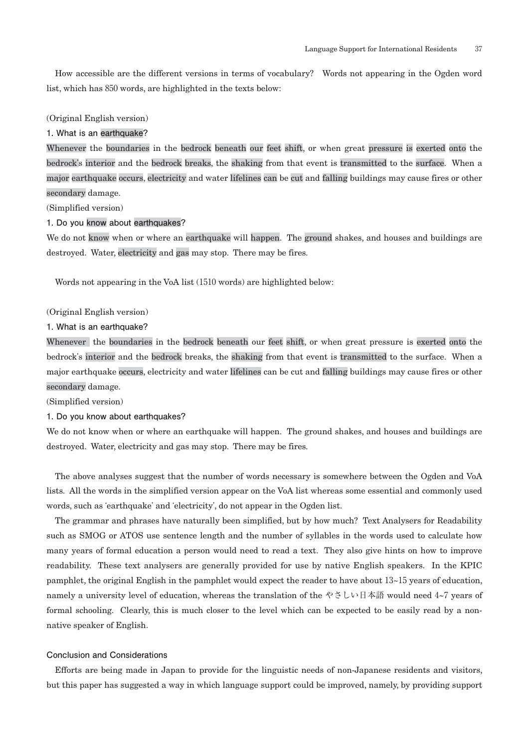How accessible are the different versions in terms of vocabulary? Words not appearing in the Ogden word list, which has 850 words, are highlighted in the texts below:

(Original English version)

**1. What is an earthquake?**

Whenever the boundaries in the bedrock beneath our feet shift, or when great pressure is exerted onto the bedrock's interior and the bedrock breaks, the shaking from that event is transmitted to the surface. When a major earthquake occurs, electricity and water lifelines can be cut and falling buildings may cause fires or other secondary damage.

(Simplified version)

**1. Do you know about earthquakes?**

We do not know when or where an earthquake will happen. The ground shakes, and houses and buildings are destroyed. Water, electricity and gas may stop. There may be fires.

Words not appearing in the VoA list (1510 words) are highlighted below:

(Original English version)

**1. What is an earthquake?**

Whenever the boundaries in the bedrock beneath our feet shift, or when great pressure is exerted onto the bedrock's interior and the bedrock breaks, the shaking from that event is transmitted to the surface. When a major earthquake occurs, electricity and water lifelines can be cut and falling buildings may cause fires or other secondary damage.

(Simplified version)

**1. Do you know about earthquakes?**

We do not know when or where an earthquake will happen. The ground shakes, and houses and buildings are destroyed. Water, electricity and gas may stop. There may be fires.

The above analyses suggest that the number of words necessary is somewhere between the Ogden and VoA lists. All the words in the simplified version appear on the VoA list whereas some essential and commonly used words, such as 'earthquake' and 'electricity', do not appear in the Ogden list.

The grammar and phrases have naturally been simplified, but by how much? Text Analysers for Readability such as SMOG or ATOS use sentence length and the number of syllables in the words used to calculate how many years of formal education a person would need to read a text. They also give hints on how to improve readability. These text analysers are generally provided for use by native English speakers. In the KPIC pamphlet, the original English in the pamphlet would expect the reader to have about 13~15 years of education, namely a university level of education, whereas the translation of the やさしい日本語 would need 4~7 years of formal schooling. Clearly, this is much closer to the level which can be expected to be easily read by a non-native speaker of English.

## Conclusion and Considerations

Efforts are being made in Japan to provide for the linguistic needs of non-Japanese residents and visitors, but this paper has suggested a way in which language support could be improved, namely, by providing support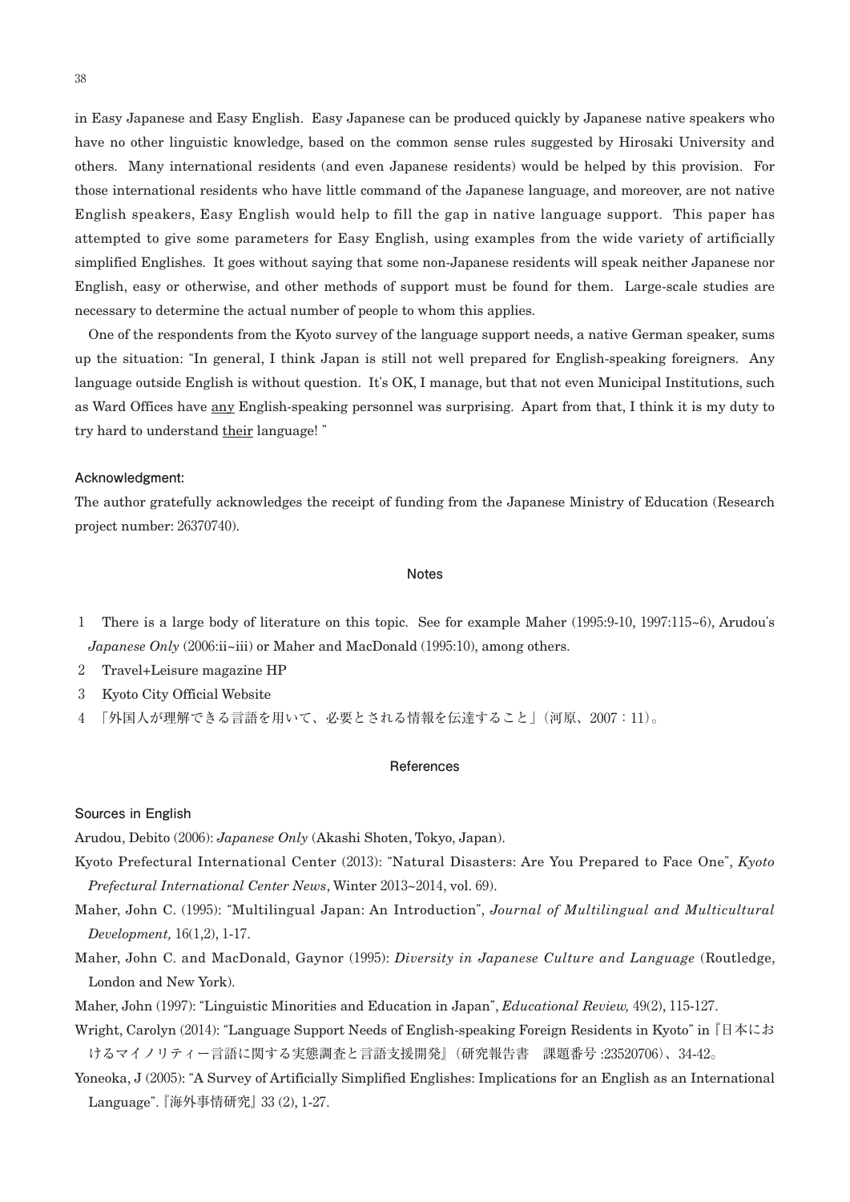in Easy Japanese and Easy English. Easy Japanese can be produced quickly by Japanese native speakers who have no other linguistic knowledge, based on the common sense rules suggested by Hirosaki University and others. Many international residents (and even Japanese residents) would be helped by this provision. For those international residents who have little command of the Japanese language, and moreover, are not native English speakers, Easy English would help to fill the gap in native language support. This paper has attempted to give some parameters for Easy English, using examples from the wide variety of artificially simplified Englishes. It goes without saying that some non-Japanese residents will speak neither Japanese nor English, easy or otherwise, and other methods of support must be found for them. Large-scale studies are necessary to determine the actual number of people to whom this applies.

One of the respondents from the Kyoto survey of the language support needs, a native German speaker, sums up the situation: "In general, I think Japan is still not well prepared for English-speaking foreigners. Any language outside English is without question. It's OK, I manage, but that not even Municipal Institutions, such as Ward Offices have <u>any</u> English-speaking personnel was surprising. Apart from that, I think it is my duty to try hard to understand <u>their</u> language! "

#### Acknowledgment:

The author gratefully acknowledges the receipt of funding from the Japanese Ministry of Education (Research project number: 26370740).

## Notes

1 There is a large body of literature on this topic. See for example Maher (1995:9-10, 1997:115~6), Arudou's *Japanese Only* (2006:ii~iii) or Maher and MacDonald (1995:10), among others.

2 Travel+Leisure magazine HP

3 Kyoto City Official Website

4 「外国人が理解できる言語を用いて、必要とされる情報を伝達すること」（河原、2007：11）。

## References

#### Sources in English

Arudou, Debito (2006): *Japanese Only* (Akashi Shoten, Tokyo, Japan).

Kyoto Prefectural International Center (2013): "Natural Disasters: Are You Prepared to Face One", *Kyoto Prefectural International Center News*, Winter 2013~2014, vol. 69).

Maher, John C. (1995): "Multilingual Japan: An Introduction", *Journal of Multilingual and Multicultural Development,* 16(1,2), 1-17.

Maher, John C. and MacDonald, Gaynor (1995): *Diversity in Japanese Culture and Language* (Routledge, London and New York).

Maher, John (1997): "Linguistic Minorities and Education in Japan", *Educational Review,* 49(2), 115-127.

Wright, Carolyn (2014): "Language Support Needs of English-speaking Foreign Residents in Kyoto" in 『日本におけるマイノリティー言語に関する実態調査と言語支援開発』（研究報告書　課題番号 :23520706）、34-42。

Yoneoka, J (2005): "A Survey of Artificially Simplified Englishes: Implications for an English as an International Language". 『海外事情研究』 33 (2), 1-27.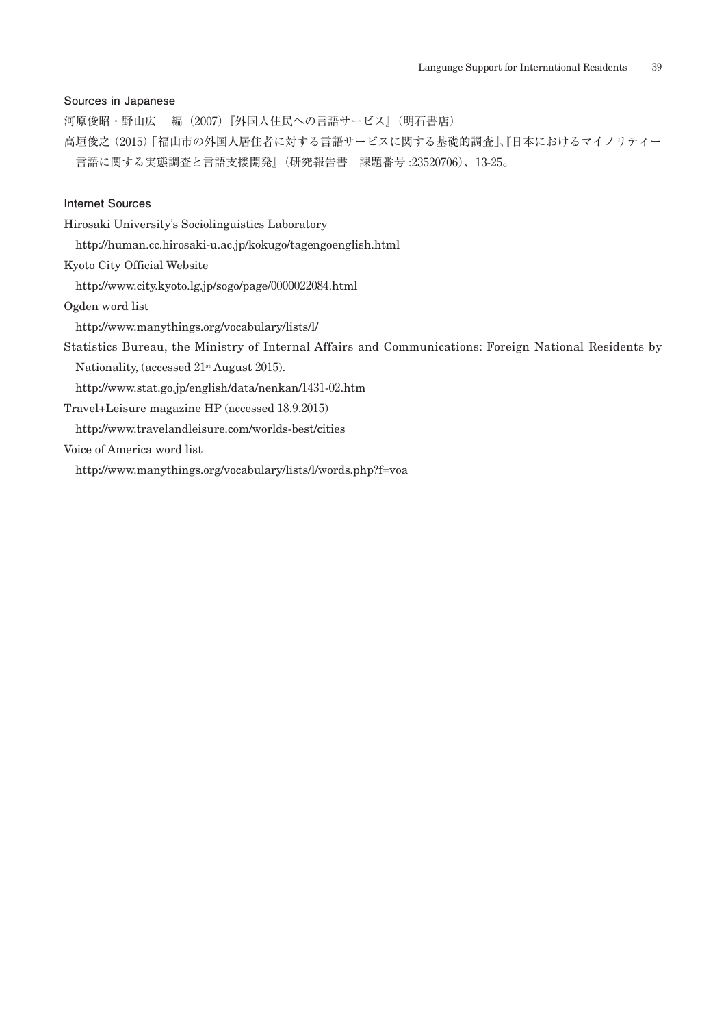### Sources in Japanese

河原俊昭・野山広　編（2007）『外国人住民への言語サービス』（明石書店）

高垣俊之（2015）「福山市の外国人居住者に対する言語サービスに関する基礎的調査」、『日本におけるマイノリティー言語に関する実態調査と言語支援開発』（研究報告書　課題番号 :23520706）、13-25。

### Internet Sources

Hirosaki University's Sociolinguistics Laboratory
http://human.cc.hirosaki-u.ac.jp/kokugo/tagengoenglish.html

Kyoto City Official Website
http://www.city.kyoto.lg.jp/sogo/page/0000022084.html

Ogden word list
http://www.manythings.org/vocabulary/lists/l/

Statistics Bureau, the Ministry of Internal Affairs and Communications: Foreign National Residents by Nationality, (accessed 21st August 2015).
http://www.stat.go.jp/english/data/nenkan/1431-02.htm

Travel+Leisure magazine HP (accessed 18.9.2015)
http://www.travelandleisure.com/worlds-best/cities

Voice of America word list
http://www.manythings.org/vocabulary/lists/l/words.php?f=voa